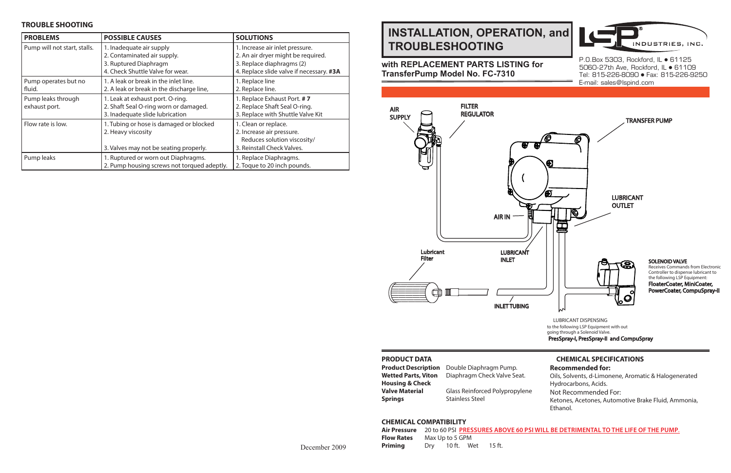## TROUBLE SHOOTING

| PROBLEMS | POSSIBLE CAUSES | SOLUTIONS |
|---|---|---|
| Pump will not start, stalls. | 1. Inadequate air supply<br>2. Contaminated air supply.<br>3. Ruptured Diaphragm<br>4. Check Shuttle Valve for wear. | 1. Increase air inlet pressure.<br>2. An air dryer might be required.<br>3. Replace diaphragms (2)<br>4. Replace slide valve if necessary. **#3A** |
| Pump operates but no fluid. | 1. A leak or break in the inlet line.<br>2. A leak or break in the discharge line, | 1. Replace line<br>2. Replace line. |
| Pump leaks through exhaust port. | 1. Leak at exhaust port. O-ring.<br>2. Shaft Seal O-ring worn or damaged.<br>3. Inadequate slide lubrication | 1. Replace Exhaust Port. **# 7**<br>2. Replace Shaft Seal O-ring.<br>3. Replace with Shuttle Valve Kit |
| Flow rate is low. | 1. Tubing or hose is damaged or blocked<br>2. Heavy viscosity<br>3. Valves may not be seating properly. | 1. Clean or replace.<br>2. Increase air pressure. Reduces solution viscosity/<br>3. Reinstall Check Valves. |
| Pump leaks | 1. Ruptured or worn out Diaphragms.<br>2. Pump housing screws not torqued adeptly. | 1. Replace Diaphragms.<br>2. Toque to 20 inch pounds. |

December 2009

# INSTALLATION, OPERATION, and TROUBLESHOOTING

**with REPLACEMENT PARTS LISTING for TransferPump Model No. FC-7310**

LSP INDUSTRIES, INC.

P.O.Box 5303, Rockford, IL • 61125
5060-27th Ave, Rockford, IL • 61109
Tel: 815-226-8090 • Fax: 815-226-9250
E-mail: sales@lspind.com

AIR SUPPLY

FILTER REGULATOR

TRANSFER PUMP

LUBRICANT OUTLET

AIR IN

Lubricant Filter

LUBRICANT INLET

INLET TUBING

SOLENOID VALVE
Receives Commands from Electronic Controller to dispense lubricant to the following LSP Equipment:
FloaterCoater, MiniCoater, PowerCoater, CompuSpray-II

LUBRICANT DISPENSING
to the following LSP Equipment with out going through a Solenoid Valve.
PresSpray-I, PresSpray-II and CompuSpray

### PRODUCT DATA

**Product Description** Double Diaphragm Pump.
**Wetted Parts, Viton** Diaphragm Check Valve Seat.
**Housing & Check Valve Material** Glass Reinforced Polypropylene
**Springs** Stainless Steel

### CHEMICAL SPECIFICATIONS

**Recommended for:**
Oils, Solvents, d-Limonene, Aromatic & Halogenerated Hydrocarbons, Acids.

Not Recommended For:
Ketones, Acetones, Automotive Brake Fluid, Ammonia, Ethanol.

### CHEMICAL COMPATIBILITY

**Air Pressure** 20 to 60 PSI **PRESSURES ABOVE 60 PSI WILL BE DETRIMENTAL TO THE LIFE OF THE PUMP.**
**Flow Rates** Max Up to 5 GPM
**Priming** Dry 10 ft. Wet 15 ft.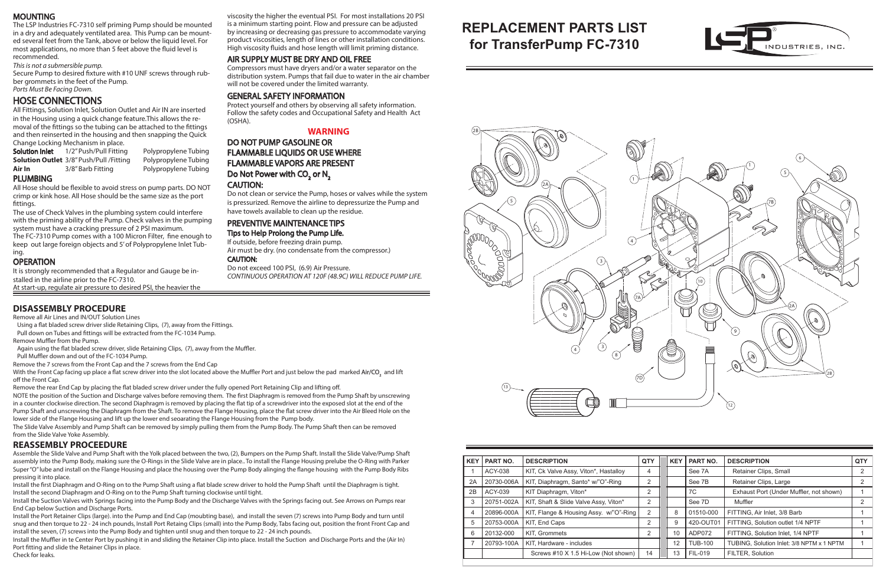# REPLACEMENT PARTS LIST for TransferPump FC-7310

## MOUNTING

The LSP Industries FC-7310 self priming Pump should be mounted in a dry and adequately ventilated area. This Pump can be mounted several feet from the Tank, above or below the liquid level. For most applications, no more than 5 feet above the fluid level is recommended.

*This is not a submersible pump.*

Secure Pump to desired fixture with #10 UNF screws through rubber grommets in the feet of the Pump.

*Ports Must Be Facing Down.*

## HOSE CONNECTIONS

All Fittings, Solution Inlet, Solution Outlet and Air IN are inserted in the Housing using a quick change feature.This allows the removal of the fittings so the tubing can be attached to the fittings and then reinserted in the housing and then snapping the Quick Change Locking Mechanism in place.

| | | |
|---|---|---|
| **Solution Inlet** | 1/2" Push/Pull Fitting | Polypropylene Tubing |
| **Solution Outlet** | 3/8" Push/Pull /Fitting | Polypropylene Tubing |
| **Air In** | 3/8" Barb Fitting | Polypropylene Tubing |

## PLUMBING

All Hose should be flexible to avoid stress on pump parts. DO NOT crimp or kink hose. All Hose should be the same size as the port fittings.

The use of Check Valves in the plumbing system could interfere with the priming ability of the Pump. Check valves in the pumping system must have a cracking pressure of 2 PSI maximum.

The FC-7310 Pump comes with a 100 Micron Filter, fine enough to keep out large foreign objects and 5' of Polypropylene Inlet Tubing.

## OPERATION

It is strongly recommended that a Regulator and Gauge be installed in the airline prior to the FC-7310.

At start-up, regulate air pressure to desired PSI, the heavier the viscosity the higher the eventual PSI. For most installations 20 PSI is a minimum starting point. Flow and pressure can be adjusted by increasing or decreasing gas pressure to accommodate varying product viscosities, length of lines or other installation conditions. High viscosity fluids and hose length will limit priming distance.

## AIR SUPPLY MUST BE DRY AND OIL FREE

Compressors must have dryers and/or a water separator on the distribution system. Pumps that fail due to water in the air chamber will not be covered under the limited warranty.

## GENERAL SAFETY INFORMATION

Protect yourself and others by observing all safety information. Follow the safety codes and Occupational Safety and Health Act (OSHA).

**WARNING**

**DO NOT PUMP GASOLINE OR FLAMMABLE LIQUIDS OR USE WHERE FLAMMABLE VAPORS ARE PRESENT**

**Do Not Power with $CO_2$ or $N_2$**

**CAUTION:**

Do not clean or service the Pump, hoses or valves while the system is pressurized. Remove the airline to depressurize the Pump and have towels available to clean up the residue.

## PREVENTIVE MAINTENANCE TIPS

**Tips to Help Prolong the Pump Life.**

If outside, before freezing drain pump.

Air must be dry. (no condensate from the compressor.)

**CAUTION:**

Do not exceed 100 PSI, (6.9) Air Pressure.

*CONTINUOUS OPERATION AT 120F (48.9C) WILL REDUCE PUMP LIFE.*

## DISASSEMBLY PROCEDURE

Remove all Air Lines and IN/OUT Solution Lines

Using a flat bladed screw driver slide Retaining Clips, (7), away from the Fittings.

Pull down on Tubes and fittings will be extracted from the FC-1034 Pump.

Remove Muffler from the Pump.

Again using the flat bladed screw driver, slide Retaining Clips, (7), away from the Muffler.

Pull Muffler down and out of the FC-1034 Pump.

Remove the 7 screws from the Front Cap and the 7 screws from the End Cap

With the Front Cap facing up place a flat screw driver into the slot located above the Muffler Port and just below the pad marked Air/$CO_2$ and lift off the Front Cap.

Remove the rear End Cap by placing the flat bladed screw driver under the fully opened Port Retaining Clip and lifting off.

NOTE the position of the Suction and Discharge valves before removing them. The first Diaphragm is removed from the Pump Shaft by unscrewing in a counter clockwise direction. The second Diaphragm is removed by placing the flat tip of a screwdriver into the exposed slot at the end of the Pump Shaft and unscrewing the Diaphragm from the Shaft. To remove the Flange Housing, place the flat screw driver into the Air Bleed Hole on the lower side of the Flange Housing and lift up the lower end seoarating the Flange Housing from the Pump body.

The Slide Valve Assembly and Pump Shaft can be removed by simply pulling them from the Pump Body. The Pump Shaft then can be removed from the Slide Valve Yoke Assembly.

## REASSEMBLY PROCEEDURE

Assemble the Slide Valve and Pump Shaft with the Yolk placed between the two, (2), Bumpers on the Pump Shaft. Install the Slide Valve/Pump Shaft assembly into the Pump Body, making sure the O-Rings in the Slide Valve are in place.. To install the Flange Housing prelube the O-Ring with Parker Super "O" lube and install on the Flange Housing and place the housing over the Pump Body alinging the flange housing with the Pump Body Ribs pressing it into place.

Install the first Diaphragm and O-Ring on to the Pump Shaft using a flat blade screw driver to hold the Pump Shaft until the Diaphragm is tight. Install the second Diaphragm and O-Ring on to the Pump Shaft turning clockwise until tight.

Install the Suction Valves with Springs facing into the Pump Body and the Discharge Valves with the Springs facing out. See Arrows on Pumps rear End Cap below Suction and Discharge Ports.

Install the Port Retainer Clips (large). into the Pump and End Cap (moubting base), and install the seven (7) screws into Pump Body and turn until snug and then torque to 22 - 24 inch pounds, Install Port Retaing Clips (small) into the Pump Body, Tabs facing out, position the front Front Cap and install the seven, (7) screws into the Pump Body and tighten until snug and then torque to 22 - 24 inch pounds.

Install the Muffler in te Center Port by pushing it in and sliding the Retainer Clip into place. Install the Suction and Discharge Ports and the (Air In) Port fitting and slide the Retainer Clips in place.

Check for leaks.

2B
2A
5
1
4
3
7A
3
4
8
7D
13
12
10
9
1
6
5
7B
2A
2B

| KEY | PART NO. | DESCRIPTION | QTY | KEY | PART NO. | DESCRIPTION | QTY |
|---|---|---|---|---|---|---|---|
| 1 | ACY-038 | KIT, Ck Valve Assy, Viton*, Hastalloy | 4 | | See 7A | Retainer Clips, Small | 2 |
| 2A | 20730-006A | KIT, Diaphragm, Santo* w/"O"-Ring | 2 | | See 7B | Retainer Clips, Large | 2 |
| 2B | ACY-039 | KIT Diaphragm, Viton* | 2 | | 7C | Exhaust Port (Under Muffler, not shown) | 1 |
| 3 | 20751-002A | KIT, Shaft & Slide Valve Assy, Viton* | 2 | | See 7D | Muffler | 2 |
| 4 | 20896-000A | KIT, Flange & Housing Assy. w/"O"-Ring | 2 | 8 | 01510-000 | FITTING, Air Inlet, 3/8 Barb | 1 |
| 5 | 20753-000A | KIT, End Caps | 2 | 9 | 420-OUT01 | FITTING, Solution outlet 1/4 NPTF | 1 |
| 6 | 20132-000 | KIT, Grommets | 2 | 10 | ADP072 | FITTING, Solution Inlet, 1/4 NPTF | 1 |
| 7 | 20793-100A | KIT, Hardware - includes | | 12 | TUB-100 | TUBING, Solution Inlet: 3/8 NPTM x 1 NPTM | 1 |
| | | Screws #10 X 1.5 Hi-Low (Not shown) | 14 | 13 | FIL-019 | FILTER, Solution | |